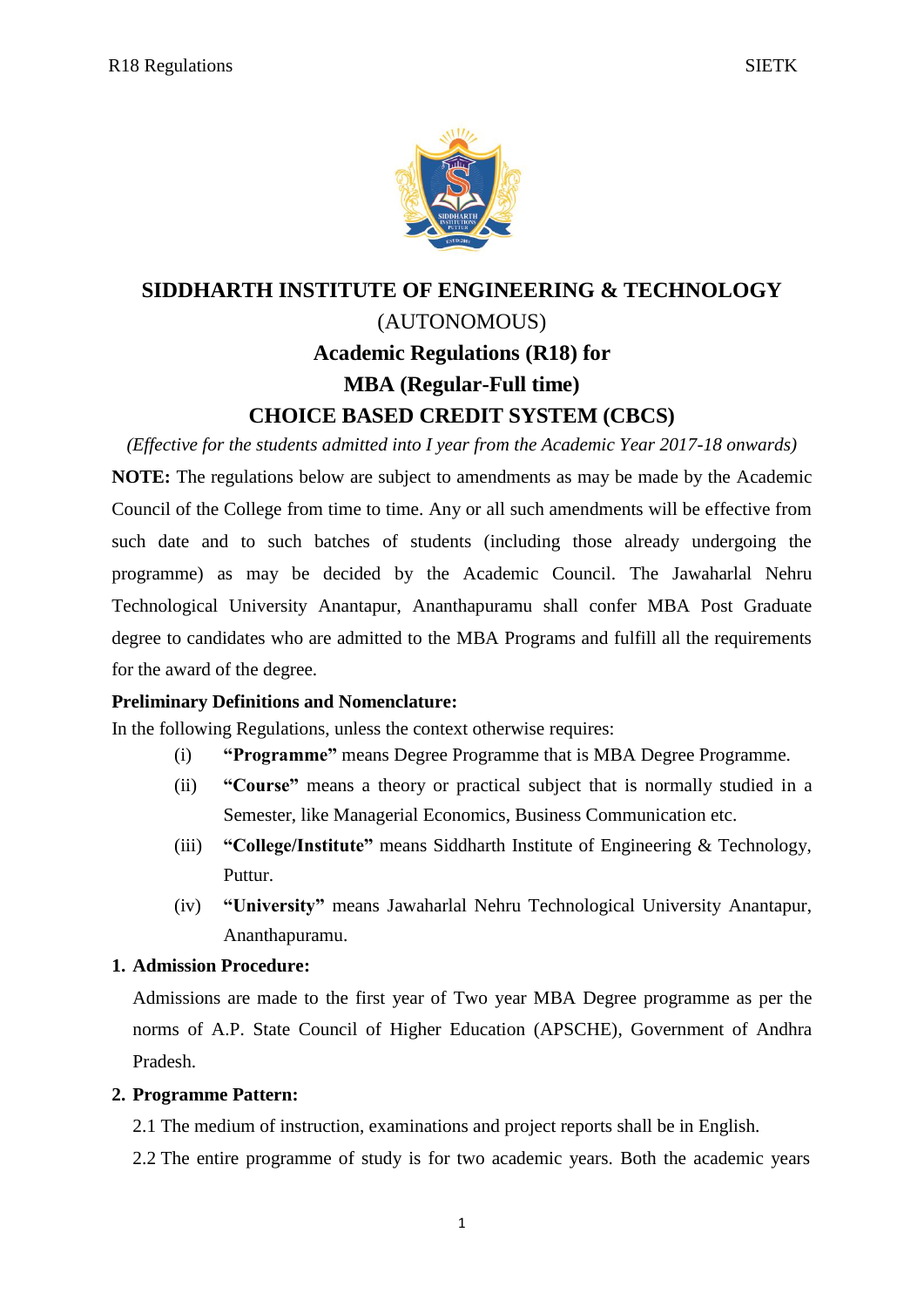# SIDDHARTH INSTITUTE OF ENGINEERING & TECHNOLOGY

(AUTONOMOUS)

## Academic Regulations (R18) for

## MBA (Regular-Full time)

## CHOICE BASED CREDIT SYSTEM (CBCS)

*(Effective for the students admitted into I year from the Academic Year 2017-18 onwards)*

**NOTE:** The regulations below are subject to amendments as may be made by the Academic Council of the College from time to time. Any or all such amendments will be effective from such date and to such batches of students (including those already undergoing the programme) as may be decided by the Academic Council. The Jawaharlal Nehru Technological University Anantapur, Ananthapuramu shall confer MBA Post Graduate degree to candidates who are admitted to the MBA Programs and fulfill all the requirements for the award of the degree.

**Preliminary Definitions and Nomenclature:**

In the following Regulations, unless the context otherwise requires:

(i) **"Programme"** means Degree Programme that is MBA Degree Programme.

(ii) **"Course"** means a theory or practical subject that is normally studied in a Semester, like Managerial Economics, Business Communication etc.

(iii) **"College/Institute"** means Siddharth Institute of Engineering & Technology, Puttur.

(iv) **"University"** means Jawaharlal Nehru Technological University Anantapur, Ananthapuramu.

**1. Admission Procedure:**

Admissions are made to the first year of Two year MBA Degree programme as per the norms of A.P. State Council of Higher Education (APSCHE), Government of Andhra Pradesh.

**2. Programme Pattern:**

2.1 The medium of instruction, examinations and project reports shall be in English.

2.2 The entire programme of study is for two academic years. Both the academic years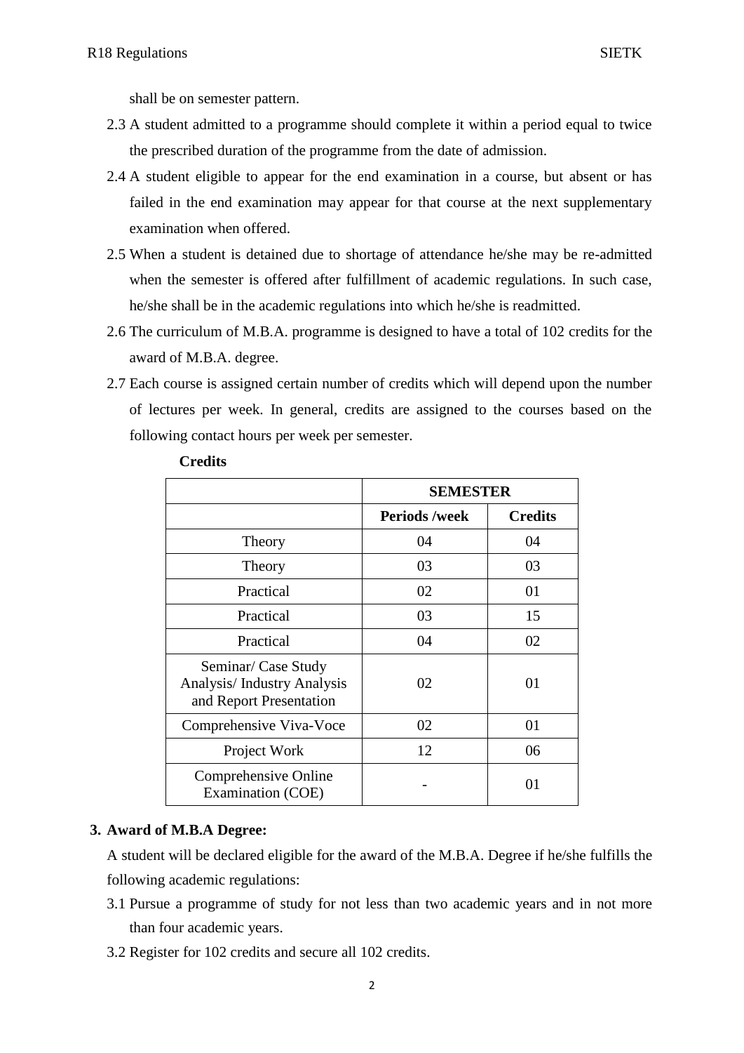shall be on semester pattern.

2.3 A student admitted to a programme should complete it within a period equal to twice the prescribed duration of the programme from the date of admission.

2.4 A student eligible to appear for the end examination in a course, but absent or has failed in the end examination may appear for that course at the next supplementary examination when offered.

2.5 When a student is detained due to shortage of attendance he/she may be re-admitted when the semester is offered after fulfillment of academic regulations. In such case, he/she shall be in the academic regulations into which he/she is readmitted.

2.6 The curriculum of M.B.A. programme is designed to have a total of 102 credits for the award of M.B.A. degree.

2.7 Each course is assigned certain number of credits which will depend upon the number of lectures per week. In general, credits are assigned to the courses based on the following contact hours per week per semester.

**Credits**

| | **SEMESTER** | |
|---|---|---|
| | **Periods /week** | **Credits** |
| Theory | 04 | 04 |
| Theory | 03 | 03 |
| Practical | 02 | 01 |
| Practical | 03 | 15 |
| Practical | 04 | 02 |
| Seminar/ Case Study Analysis/ Industry Analysis and Report Presentation | 02 | 01 |
| Comprehensive Viva-Voce | 02 | 01 |
| Project Work | 12 | 06 |
| Comprehensive Online Examination (COE) | - | 01 |

## 3. Award of M.B.A Degree:

A student will be declared eligible for the award of the M.B.A. Degree if he/she fulfills the following academic regulations:

3.1 Pursue a programme of study for not less than two academic years and in not more than four academic years.

3.2 Register for 102 credits and secure all 102 credits.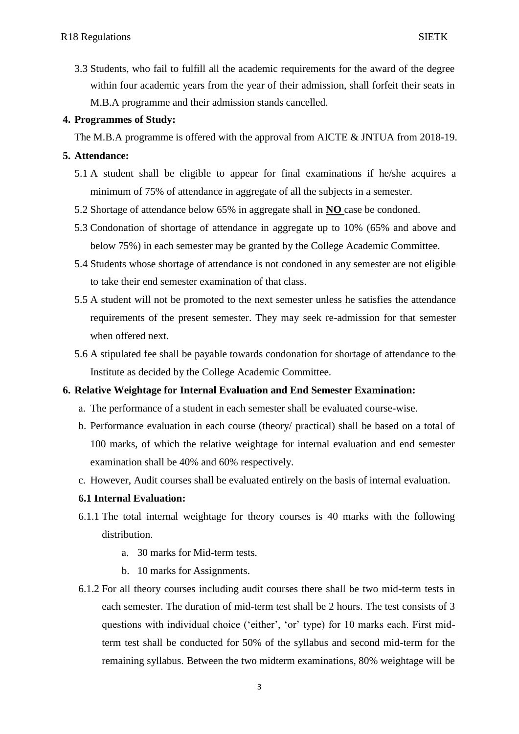3.3 Students, who fail to fulfill all the academic requirements for the award of the degree within four academic years from the year of their admission, shall forfeit their seats in M.B.A programme and their admission stands cancelled.

**4. Programmes of Study:**

The M.B.A programme is offered with the approval from AICTE & JNTUA from 2018-19.

**5. Attendance:**

5.1 A student shall be eligible to appear for final examinations if he/she acquires a minimum of 75% of attendance in aggregate of all the subjects in a semester.

5.2 Shortage of attendance below 65% in aggregate shall in **NO** case be condoned.

5.3 Condonation of shortage of attendance in aggregate up to 10% (65% and above and below 75%) in each semester may be granted by the College Academic Committee.

5.4 Students whose shortage of attendance is not condoned in any semester are not eligible to take their end semester examination of that class.

5.5 A student will not be promoted to the next semester unless he satisfies the attendance requirements of the present semester. They may seek re-admission for that semester when offered next.

5.6 A stipulated fee shall be payable towards condonation for shortage of attendance to the Institute as decided by the College Academic Committee.

**6. Relative Weightage for Internal Evaluation and End Semester Examination:**

a. The performance of a student in each semester shall be evaluated course-wise.

b. Performance evaluation in each course (theory/ practical) shall be based on a total of 100 marks, of which the relative weightage for internal evaluation and end semester examination shall be 40% and 60% respectively.

c. However, Audit courses shall be evaluated entirely on the basis of internal evaluation.

**6.1 Internal Evaluation:**

6.1.1 The total internal weightage for theory courses is 40 marks with the following distribution.

a. 30 marks for Mid-term tests.

b. 10 marks for Assignments.

6.1.2 For all theory courses including audit courses there shall be two mid-term tests in each semester. The duration of mid-term test shall be 2 hours. The test consists of 3 questions with individual choice ('either', 'or' type) for 10 marks each. First mid-term test shall be conducted for 50% of the syllabus and second mid-term for the remaining syllabus. Between the two midterm examinations, 80% weightage will be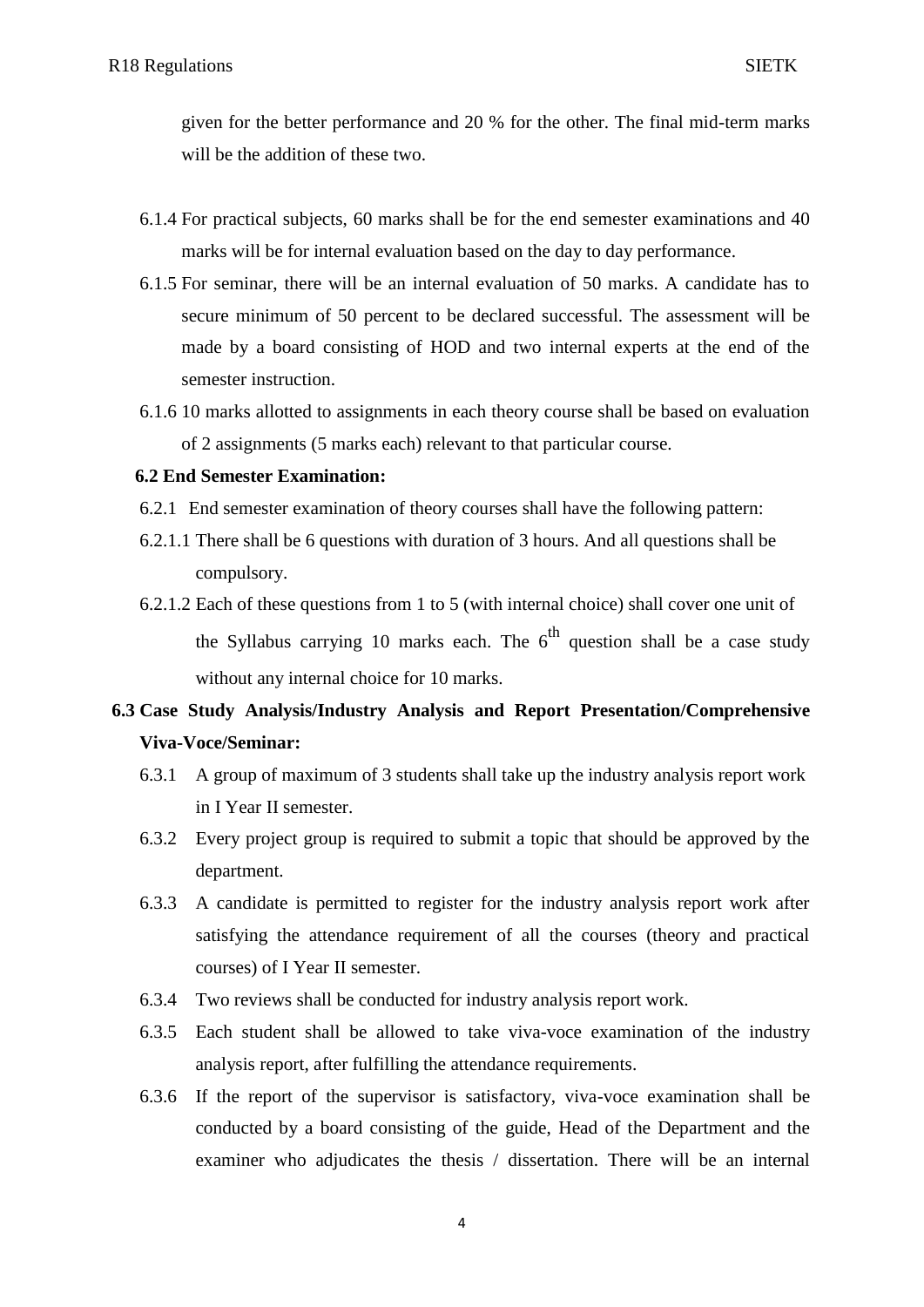given for the better performance and 20 % for the other. The final mid-term marks will be the addition of these two.

6.1.4 For practical subjects, 60 marks shall be for the end semester examinations and 40 marks will be for internal evaluation based on the day to day performance.

6.1.5 For seminar, there will be an internal evaluation of 50 marks. A candidate has to secure minimum of 50 percent to be declared successful. The assessment will be made by a board consisting of HOD and two internal experts at the end of the semester instruction.

6.1.6 10 marks allotted to assignments in each theory course shall be based on evaluation of 2 assignments (5 marks each) relevant to that particular course.

**6.2 End Semester Examination:**

6.2.1 End semester examination of theory courses shall have the following pattern:

6.2.1.1 There shall be 6 questions with duration of 3 hours. And all questions shall be compulsory.

6.2.1.2 Each of these questions from 1 to 5 (with internal choice) shall cover one unit of the Syllabus carrying 10 marks each. The 6th question shall be a case study without any internal choice for 10 marks.

**6.3 Case Study Analysis/Industry Analysis and Report Presentation/Comprehensive Viva-Voce/Seminar:**

6.3.1 A group of maximum of 3 students shall take up the industry analysis report work in I Year II semester.

6.3.2 Every project group is required to submit a topic that should be approved by the department.

6.3.3 A candidate is permitted to register for the industry analysis report work after satisfying the attendance requirement of all the courses (theory and practical courses) of I Year II semester.

6.3.4 Two reviews shall be conducted for industry analysis report work.

6.3.5 Each student shall be allowed to take viva-voce examination of the industry analysis report, after fulfilling the attendance requirements.

6.3.6 If the report of the supervisor is satisfactory, viva-voce examination shall be conducted by a board consisting of the guide, Head of the Department and the examiner who adjudicates the thesis / dissertation. There will be an internal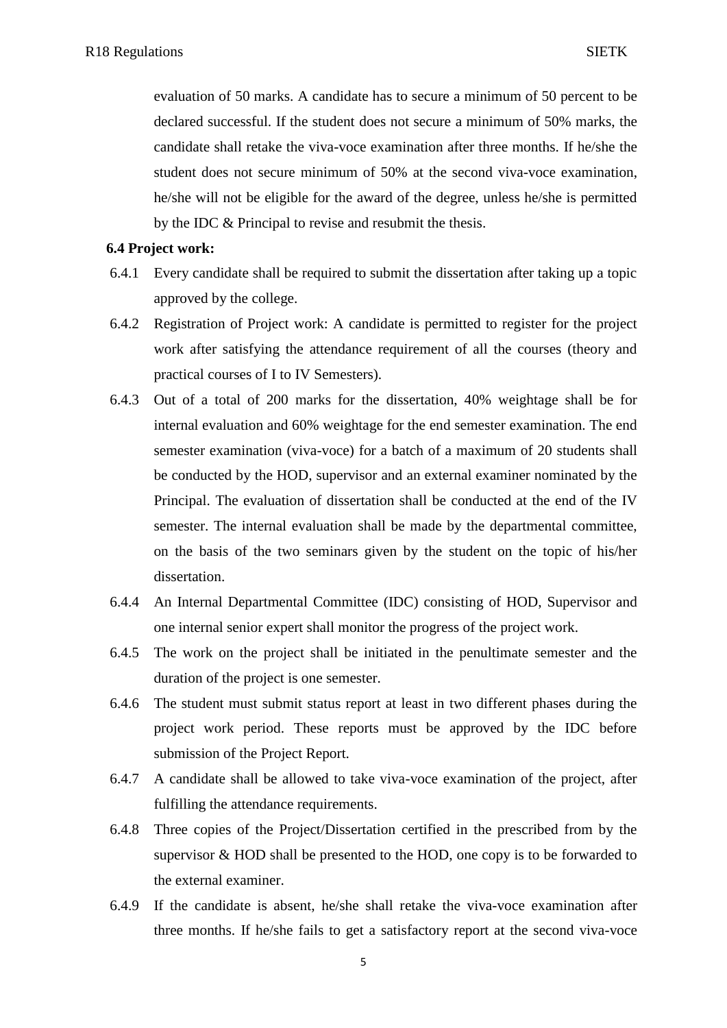evaluation of 50 marks. A candidate has to secure a minimum of 50 percent to be declared successful. If the student does not secure a minimum of 50% marks, the candidate shall retake the viva-voce examination after three months. If he/she the student does not secure minimum of 50% at the second viva-voce examination, he/she will not be eligible for the award of the degree, unless he/she is permitted by the IDC & Principal to revise and resubmit the thesis.

**6.4 Project work:**

6.4.1 Every candidate shall be required to submit the dissertation after taking up a topic approved by the college.

6.4.2 Registration of Project work: A candidate is permitted to register for the project work after satisfying the attendance requirement of all the courses (theory and practical courses of I to IV Semesters).

6.4.3 Out of a total of 200 marks for the dissertation, 40% weightage shall be for internal evaluation and 60% weightage for the end semester examination. The end semester examination (viva-voce) for a batch of a maximum of 20 students shall be conducted by the HOD, supervisor and an external examiner nominated by the Principal. The evaluation of dissertation shall be conducted at the end of the IV semester. The internal evaluation shall be made by the departmental committee, on the basis of the two seminars given by the student on the topic of his/her dissertation.

6.4.4 An Internal Departmental Committee (IDC) consisting of HOD, Supervisor and one internal senior expert shall monitor the progress of the project work.

6.4.5 The work on the project shall be initiated in the penultimate semester and the duration of the project is one semester.

6.4.6 The student must submit status report at least in two different phases during the project work period. These reports must be approved by the IDC before submission of the Project Report.

6.4.7 A candidate shall be allowed to take viva-voce examination of the project, after fulfilling the attendance requirements.

6.4.8 Three copies of the Project/Dissertation certified in the prescribed from by the supervisor & HOD shall be presented to the HOD, one copy is to be forwarded to the external examiner.

6.4.9 If the candidate is absent, he/she shall retake the viva-voce examination after three months. If he/she fails to get a satisfactory report at the second viva-voce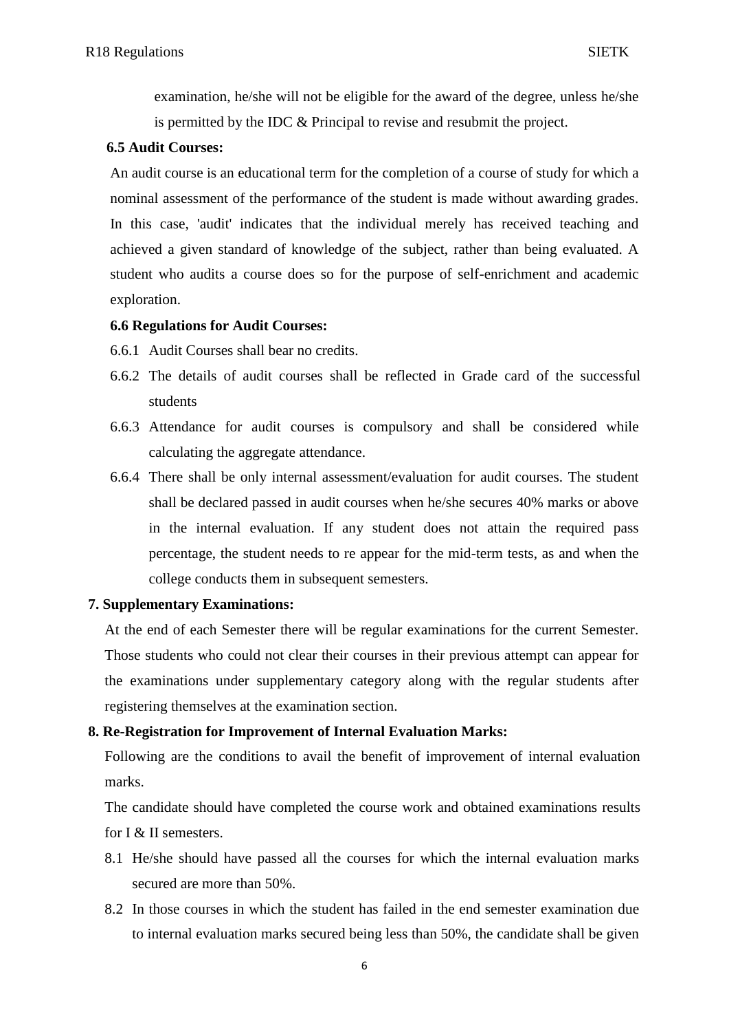examination, he/she will not be eligible for the award of the degree, unless he/she is permitted by the IDC & Principal to revise and resubmit the project.

**6.5 Audit Courses:**

An audit course is an educational term for the completion of a course of study for which a nominal assessment of the performance of the student is made without awarding grades. In this case, 'audit' indicates that the individual merely has received teaching and achieved a given standard of knowledge of the subject, rather than being evaluated. A student who audits a course does so for the purpose of self-enrichment and academic exploration.

**6.6 Regulations for Audit Courses:**

6.6.1 Audit Courses shall bear no credits.

6.6.2 The details of audit courses shall be reflected in Grade card of the successful students

6.6.3 Attendance for audit courses is compulsory and shall be considered while calculating the aggregate attendance.

6.6.4 There shall be only internal assessment/evaluation for audit courses. The student shall be declared passed in audit courses when he/she secures 40% marks or above in the internal evaluation. If any student does not attain the required pass percentage, the student needs to re appear for the mid-term tests, as and when the college conducts them in subsequent semesters.

**7. Supplementary Examinations:**

At the end of each Semester there will be regular examinations for the current Semester. Those students who could not clear their courses in their previous attempt can appear for the examinations under supplementary category along with the regular students after registering themselves at the examination section.

**8. Re-Registration for Improvement of Internal Evaluation Marks:**

Following are the conditions to avail the benefit of improvement of internal evaluation marks.

The candidate should have completed the course work and obtained examinations results for I & II semesters.

8.1 He/she should have passed all the courses for which the internal evaluation marks secured are more than 50%.

8.2 In those courses in which the student has failed in the end semester examination due to internal evaluation marks secured being less than 50%, the candidate shall be given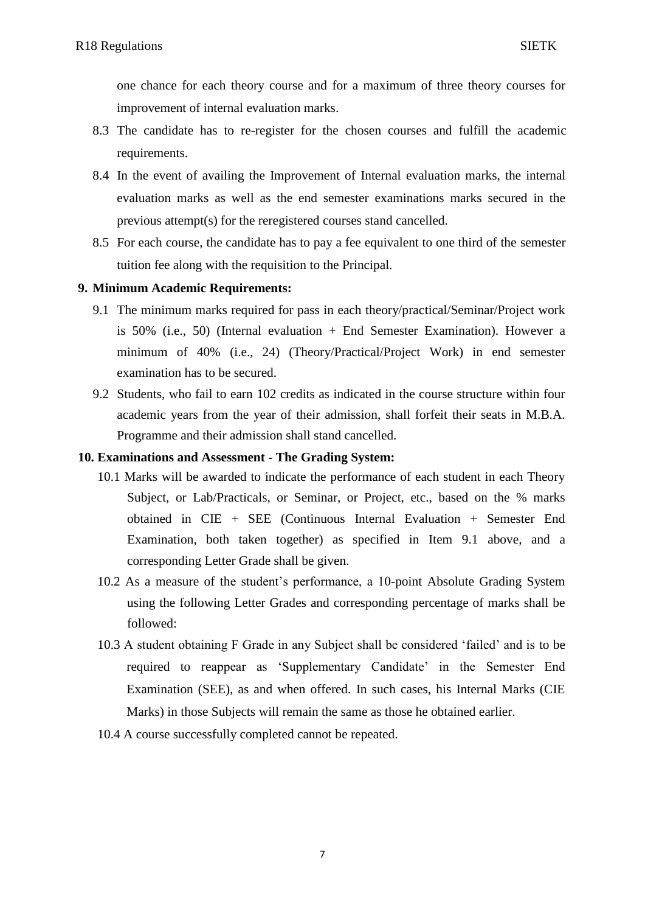one chance for each theory course and for a maximum of three theory courses for improvement of internal evaluation marks.

8.3 The candidate has to re-register for the chosen courses and fulfill the academic requirements.

8.4 In the event of availing the Improvement of Internal evaluation marks, the internal evaluation marks as well as the end semester examinations marks secured in the previous attempt(s) for the reregistered courses stand cancelled.

8.5 For each course, the candidate has to pay a fee equivalent to one third of the semester tuition fee along with the requisition to the Principal.

**9. Minimum Academic Requirements:**

9.1 The minimum marks required for pass in each theory/practical/Seminar/Project work is 50% (i.e., 50) (Internal evaluation + End Semester Examination). However a minimum of 40% (i.e., 24) (Theory/Practical/Project Work) in end semester examination has to be secured.

9.2 Students, who fail to earn 102 credits as indicated in the course structure within four academic years from the year of their admission, shall forfeit their seats in M.B.A. Programme and their admission shall stand cancelled.

**10. Examinations and Assessment - The Grading System:**

10.1 Marks will be awarded to indicate the performance of each student in each Theory Subject, or Lab/Practicals, or Seminar, or Project, etc., based on the % marks obtained in CIE + SEE (Continuous Internal Evaluation + Semester End Examination, both taken together) as specified in Item 9.1 above, and a corresponding Letter Grade shall be given.

10.2 As a measure of the student's performance, a 10-point Absolute Grading System using the following Letter Grades and corresponding percentage of marks shall be followed:

10.3 A student obtaining F Grade in any Subject shall be considered 'failed' and is to be required to reappear as 'Supplementary Candidate' in the Semester End Examination (SEE), as and when offered. In such cases, his Internal Marks (CIE Marks) in those Subjects will remain the same as those he obtained earlier.

10.4 A course successfully completed cannot be repeated.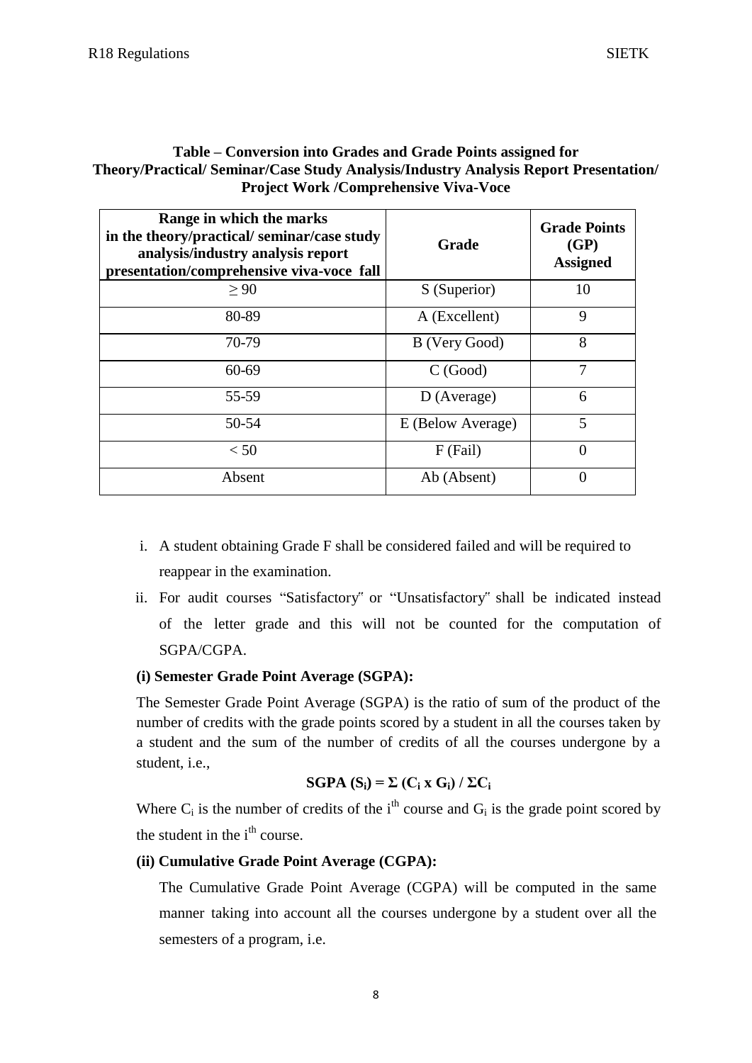**Table – Conversion into Grades and Grade Points assigned for Theory/Practical/ Seminar/Case Study Analysis/Industry Analysis Report Presentation/ Project Work /Comprehensive Viva-Voce**

| Range in which the marks in the theory/practical/ seminar/case study analysis/industry analysis report presentation/comprehensive viva-voce fall | Grade | Grade Points (GP) Assigned |
|---|---|---|
| $\geq 90$ | S (Superior) | 10 |
| 80-89 | A (Excellent) | 9 |
| 70-79 | B (Very Good) | 8 |
| 60-69 | C (Good) | 7 |
| 55-59 | D (Average) | 6 |
| 50-54 | E (Below Average) | 5 |
| $< 50$ | F (Fail) | 0 |
| Absent | Ab (Absent) | 0 |

i. A student obtaining Grade F shall be considered failed and will be required to reappear in the examination.

ii. For audit courses "Satisfactory" or "Unsatisfactory" shall be indicated instead of the letter grade and this will not be counted for the computation of SGPA/CGPA.

**(i) Semester Grade Point Average (SGPA):**

The Semester Grade Point Average (SGPA) is the ratio of sum of the product of the number of credits with the grade points scored by a student in all the courses taken by a student and the sum of the number of credits of all the courses undergone by a student, i.e.,

$$\textbf{SGPA } (S_i) = \Sigma (C_i \times G_i) / \Sigma C_i$$

Where $C_i$ is the number of credits of the $i^{th}$ course and $G_i$ is the grade point scored by the student in the $i^{th}$ course.

**(ii) Cumulative Grade Point Average (CGPA):**

The Cumulative Grade Point Average (CGPA) will be computed in the same manner taking into account all the courses undergone by a student over all the semesters of a program, i.e.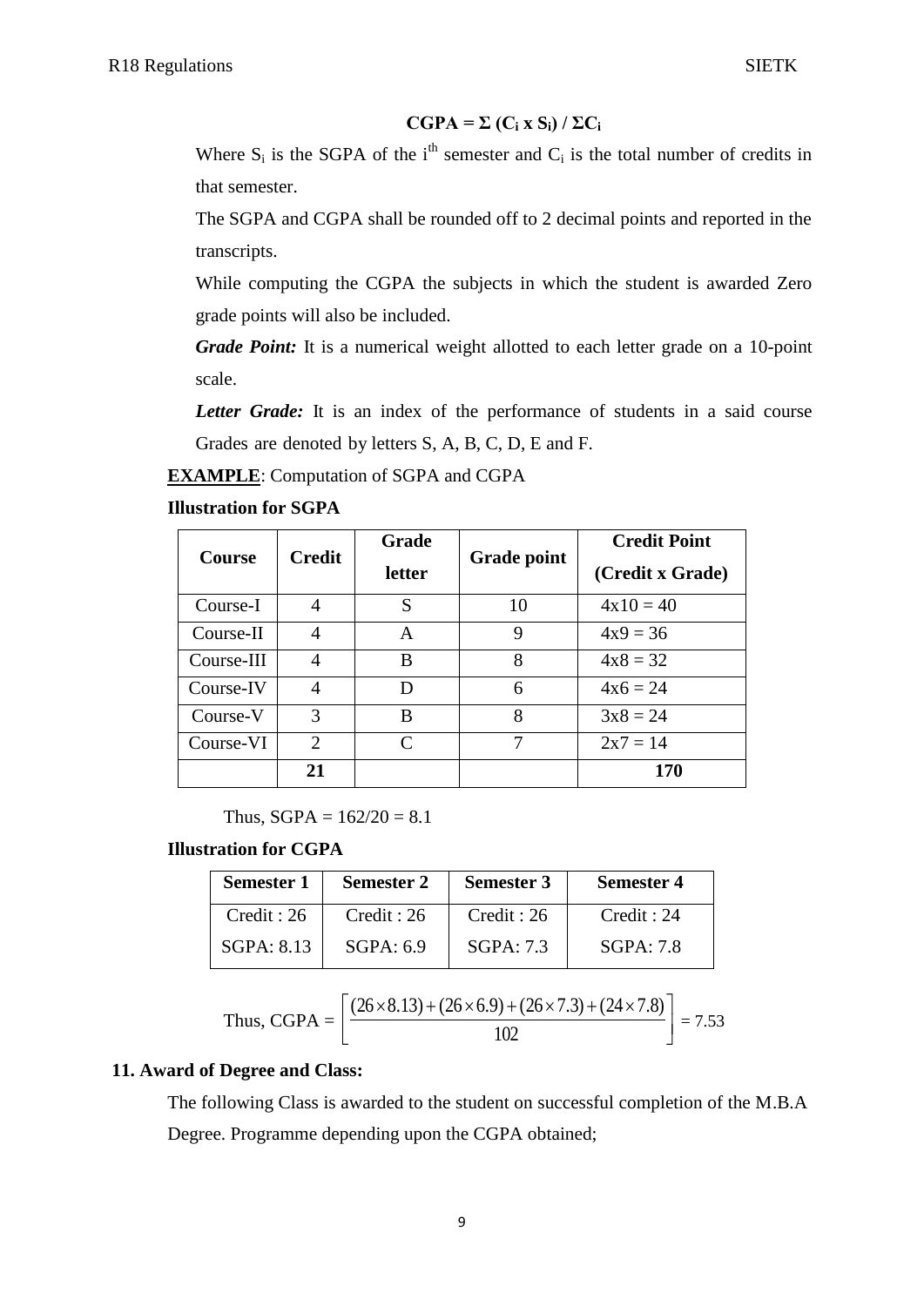$$\mathbf{CGPA = \Sigma\ (C_i \times S_i) / \Sigma C_i}$$

Where $S_i$ is the SGPA of the $i^{th}$ semester and $C_i$ is the total number of credits in that semester.

The SGPA and CGPA shall be rounded off to 2 decimal points and reported in the transcripts.

While computing the CGPA the subjects in which the student is awarded Zero grade points will also be included.

***Grade Point:*** It is a numerical weight allotted to each letter grade on a 10-point scale.

***Letter Grade:*** It is an index of the performance of students in a said course Grades are denoted by letters S, A, B, C, D, E and F.

**EXAMPLE**: Computation of SGPA and CGPA

**Illustration for SGPA**

| Course | Credit | Grade letter | Grade point | Credit Point (Credit x Grade) |
|---|---|---|---|---|
| Course-I | 4 | S | 10 | 4x10 = 40 |
| Course-II | 4 | A | 9 | 4x9 = 36 |
| Course-III | 4 | B | 8 | 4x8 = 32 |
| Course-IV | 4 | D | 6 | 4x6 = 24 |
| Course-V | 3 | B | 8 | 3x8 = 24 |
| Course-VI | 2 | C | 7 | 2x7 = 14 |
| | **21** | | | **170** |

Thus, SGPA = 162/20 = 8.1

**Illustration for CGPA**

| Semester 1 | Semester 2 | Semester 3 | Semester 4 |
|---|---|---|---|
| Credit : 26<br>SGPA: 8.13 | Credit : 26<br>SGPA: 6.9 | Credit : 26<br>SGPA: 7.3 | Credit : 24<br>SGPA: 7.8 |

$$\text{Thus, CGPA} = \left[\frac{(26\times 8.13)+(26\times 6.9)+(26\times 7.3)+(24\times 7.8)}{102}\right] = 7.53$$

**11. Award of Degree and Class:**

The following Class is awarded to the student on successful completion of the M.B.A Degree. Programme depending upon the CGPA obtained;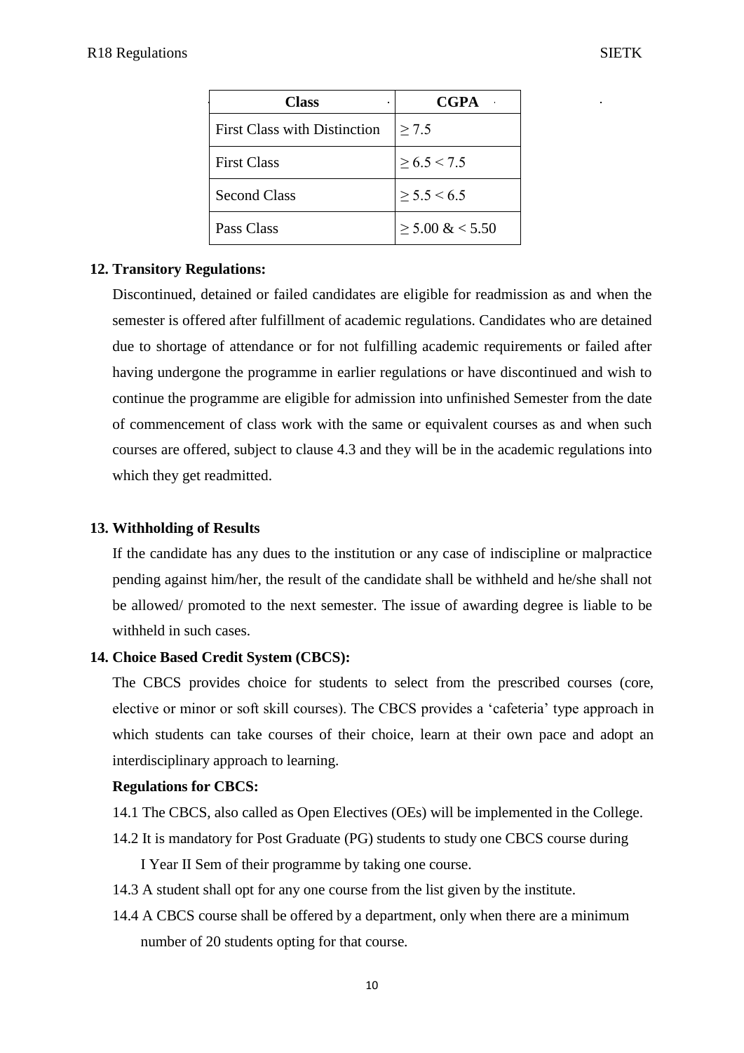| Class | CGPA |
|---|---|
| First Class with Distinction | $\geq 7.5$ |
| First Class | $\geq 6.5 < 7.5$ |
| Second Class | $\geq 5.5 < 6.5$ |
| Pass Class | $\geq 5.00$ & $< 5.50$ |

**12. Transitory Regulations:**

Discontinued, detained or failed candidates are eligible for readmission as and when the semester is offered after fulfillment of academic regulations. Candidates who are detained due to shortage of attendance or for not fulfilling academic requirements or failed after having undergone the programme in earlier regulations or have discontinued and wish to continue the programme are eligible for admission into unfinished Semester from the date of commencement of class work with the same or equivalent courses as and when such courses are offered, subject to clause 4.3 and they will be in the academic regulations into which they get readmitted.

**13. Withholding of Results**

If the candidate has any dues to the institution or any case of indiscipline or malpractice pending against him/her, the result of the candidate shall be withheld and he/she shall not be allowed/ promoted to the next semester. The issue of awarding degree is liable to be withheld in such cases.

**14. Choice Based Credit System (CBCS):**

The CBCS provides choice for students to select from the prescribed courses (core, elective or minor or soft skill courses). The CBCS provides a 'cafeteria' type approach in which students can take courses of their choice, learn at their own pace and adopt an interdisciplinary approach to learning.

**Regulations for CBCS:**

14.1 The CBCS, also called as Open Electives (OEs) will be implemented in the College.

14.2 It is mandatory for Post Graduate (PG) students to study one CBCS course during I Year II Sem of their programme by taking one course.

14.3 A student shall opt for any one course from the list given by the institute.

14.4 A CBCS course shall be offered by a department, only when there are a minimum number of 20 students opting for that course.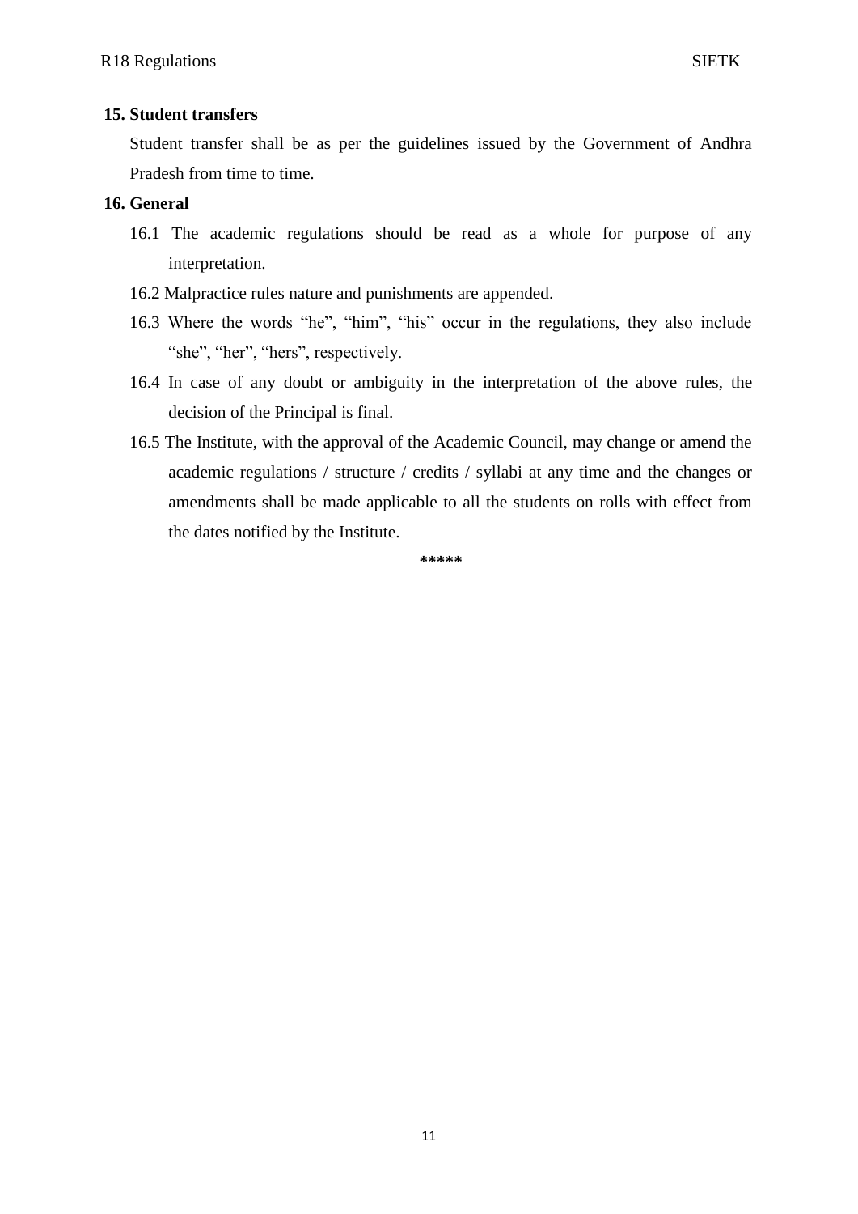**15. Student transfers**

Student transfer shall be as per the guidelines issued by the Government of Andhra Pradesh from time to time.

**16. General**

16.1 The academic regulations should be read as a whole for purpose of any interpretation.

16.2 Malpractice rules nature and punishments are appended.

16.3 Where the words "he", "him", "his" occur in the regulations, they also include "she", "her", "hers", respectively.

16.4 In case of any doubt or ambiguity in the interpretation of the above rules, the decision of the Principal is final.

16.5 The Institute, with the approval of the Academic Council, may change or amend the academic regulations / structure / credits / syllabi at any time and the changes or amendments shall be made applicable to all the students on rolls with effect from the dates notified by the Institute.

*****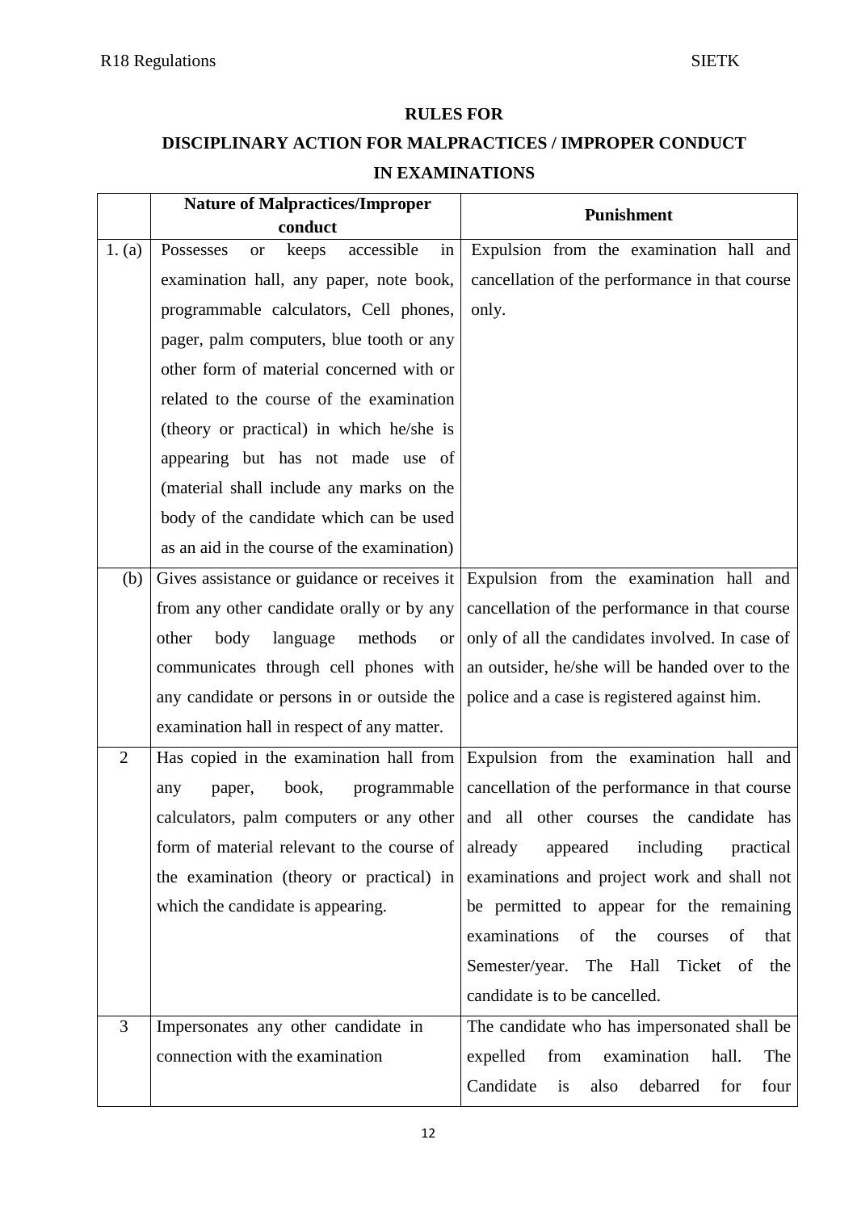**RULES FOR**

**DISCIPLINARY ACTION FOR MALPRACTICES / IMPROPER CONDUCT IN EXAMINATIONS**

| | **Nature of Malpractices/Improper conduct** | **Punishment** |
|---|---|---|
| 1. (a) | Possesses or keeps accessible in examination hall, any paper, note book, programmable calculators, Cell phones, pager, palm computers, blue tooth or any other form of material concerned with or related to the course of the examination (theory or practical) in which he/she is appearing but has not made use of (material shall include any marks on the body of the candidate which can be used as an aid in the course of the examination) | Expulsion from the examination hall and cancellation of the performance in that course only. |
| (b) | Gives assistance or guidance or receives it from any other candidate orally or by any other body language methods or communicates through cell phones with any candidate or persons in or outside the examination hall in respect of any matter. | Expulsion from the examination hall and cancellation of the performance in that course only of all the candidates involved. In case of an outsider, he/she will be handed over to the police and a case is registered against him. |
| 2 | Has copied in the examination hall from any paper, book, programmable calculators, palm computers or any other form of material relevant to the course of the examination (theory or practical) in which the candidate is appearing. | Expulsion from the examination hall and cancellation of the performance in that course and all other courses the candidate has already appeared including practical examinations and project work and shall not be permitted to appear for the remaining examinations of the courses of that Semester/year. The Hall Ticket of the candidate is to be cancelled. |
| 3 | Impersonates any other candidate in connection with the examination | The candidate who has impersonated shall be expelled from examination hall. The Candidate is also debarred for four |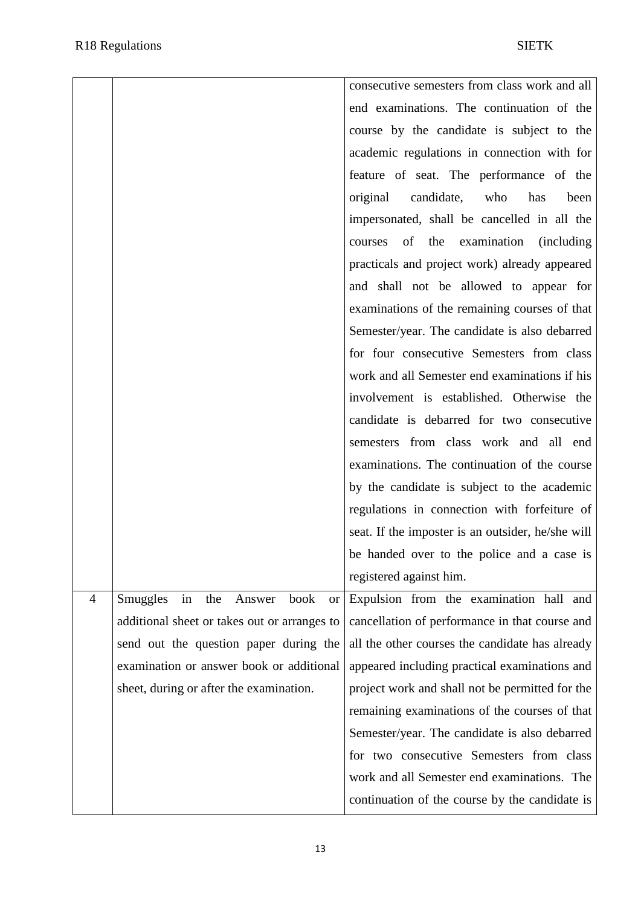| | | |
|---|---|---|
| | | consecutive semesters from class work and all end examinations. The continuation of the course by the candidate is subject to the academic regulations in connection with for feature of seat. The performance of the original candidate, who has been impersonated, shall be cancelled in all the courses of the examination (including practicals and project work) already appeared and shall not be allowed to appear for examinations of the remaining courses of that Semester/year. The candidate is also debarred for four consecutive Semesters from class work and all Semester end examinations if his involvement is established. Otherwise the candidate is debarred for two consecutive semesters from class work and all end examinations. The continuation of the course by the candidate is subject to the academic regulations in connection with forfeiture of seat. If the imposter is an outsider, he/she will be handed over to the police and a case is registered against him. |
| 4 | Smuggles in the Answer book or additional sheet or takes out or arranges to send out the question paper during the examination or answer book or additional sheet, during or after the examination. | Expulsion from the examination hall and cancellation of performance in that course and all the other courses the candidate has already appeared including practical examinations and project work and shall not be permitted for the remaining examinations of the courses of that Semester/year. The candidate is also debarred for two consecutive Semesters from class work and all Semester end examinations. The continuation of the course by the candidate is |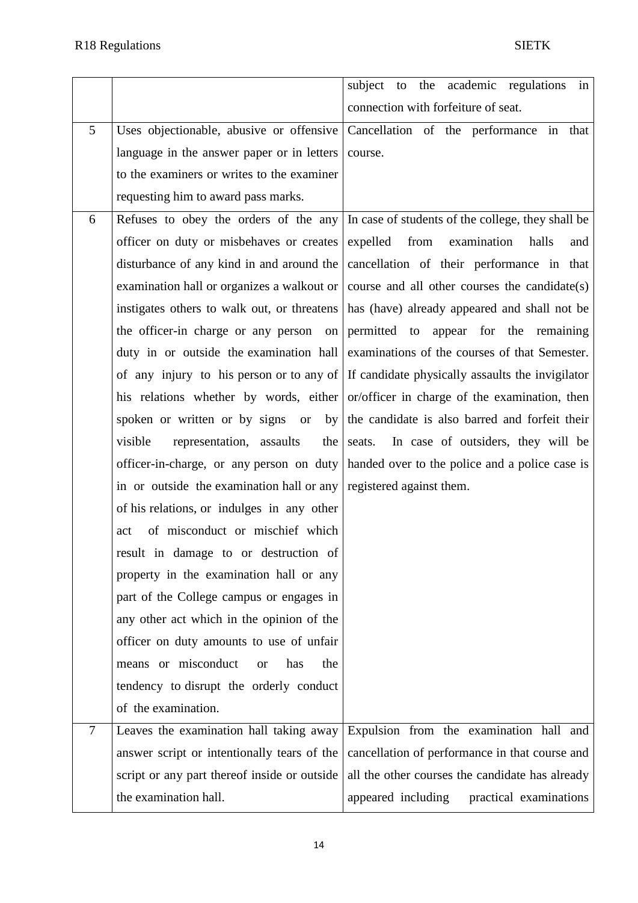| | | |
|---|---|---|
| | | subject to the academic regulations in connection with forfeiture of seat. |
| 5 | Uses objectionable, abusive or offensive language in the answer paper or in letters to the examiners or writes to the examiner requesting him to award pass marks. | Cancellation of the performance in that course. |
| 6 | Refuses to obey the orders of the any officer on duty or misbehaves or creates disturbance of any kind in and around the examination hall or organizes a walkout or instigates others to walk out, or threatens the officer-in charge or any person on duty in or outside the examination hall of any injury to his person or to any of his relations whether by words, either spoken or written or by signs or by visible representation, assaults the officer-in-charge, or any person on duty in or outside the examination hall or any of his relations, or indulges in any other act of misconduct or mischief which result in damage to or destruction of property in the examination hall or any part of the College campus or engages in any other act which in the opinion of the officer on duty amounts to use of unfair means or misconduct or has the tendency to disrupt the orderly conduct of the examination. | In case of students of the college, they shall be expelled from examination halls and cancellation of their performance in that course and all other courses the candidate(s) has (have) already appeared and shall not be permitted to appear for the remaining examinations of the courses of that Semester. If candidate physically assaults the invigilator or/officer in charge of the examination, then the candidate is also barred and forfeit their seats. In case of outsiders, they will be handed over to the police and a police case is registered against them. |
| 7 | Leaves the examination hall taking away answer script or intentionally tears of the script or any part thereof inside or outside the examination hall. | Expulsion from the examination hall and cancellation of performance in that course and all the other courses the candidate has already appeared including practical examinations |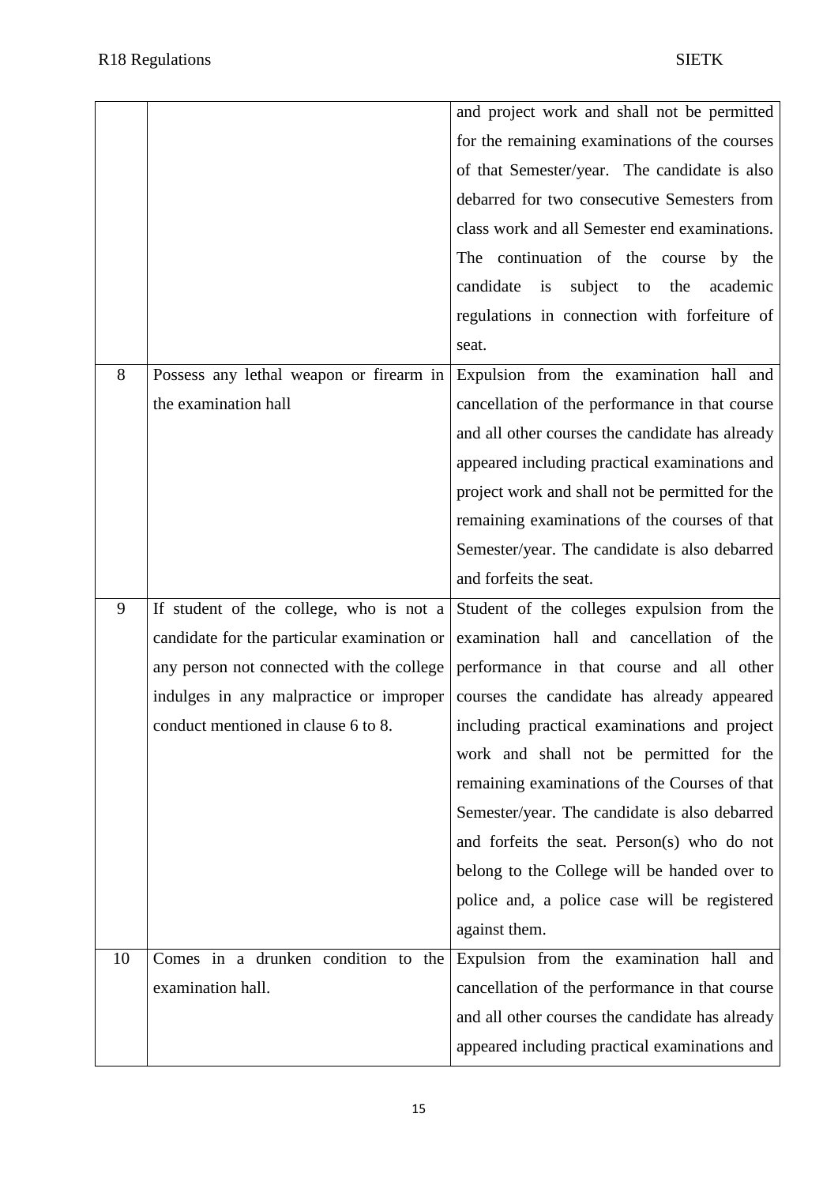| | | |
|---|---|---|
| | | and project work and shall not be permitted for the remaining examinations of the courses of that Semester/year. The candidate is also debarred for two consecutive Semesters from class work and all Semester end examinations. The continuation of the course by the candidate is subject to the academic regulations in connection with forfeiture of seat. |
| 8 | Possess any lethal weapon or firearm in the examination hall | Expulsion from the examination hall and cancellation of the performance in that course and all other courses the candidate has already appeared including practical examinations and project work and shall not be permitted for the remaining examinations of the courses of that Semester/year. The candidate is also debarred and forfeits the seat. |
| 9 | If student of the college, who is not a candidate for the particular examination or any person not connected with the college indulges in any malpractice or improper conduct mentioned in clause 6 to 8. | Student of the colleges expulsion from the examination hall and cancellation of the performance in that course and all other courses the candidate has already appeared including practical examinations and project work and shall not be permitted for the remaining examinations of the Courses of that Semester/year. The candidate is also debarred and forfeits the seat. Person(s) who do not belong to the College will be handed over to police and, a police case will be registered against them. |
| 10 | Comes in a drunken condition to the examination hall. | Expulsion from the examination hall and cancellation of the performance in that course and all other courses the candidate has already appeared including practical examinations and |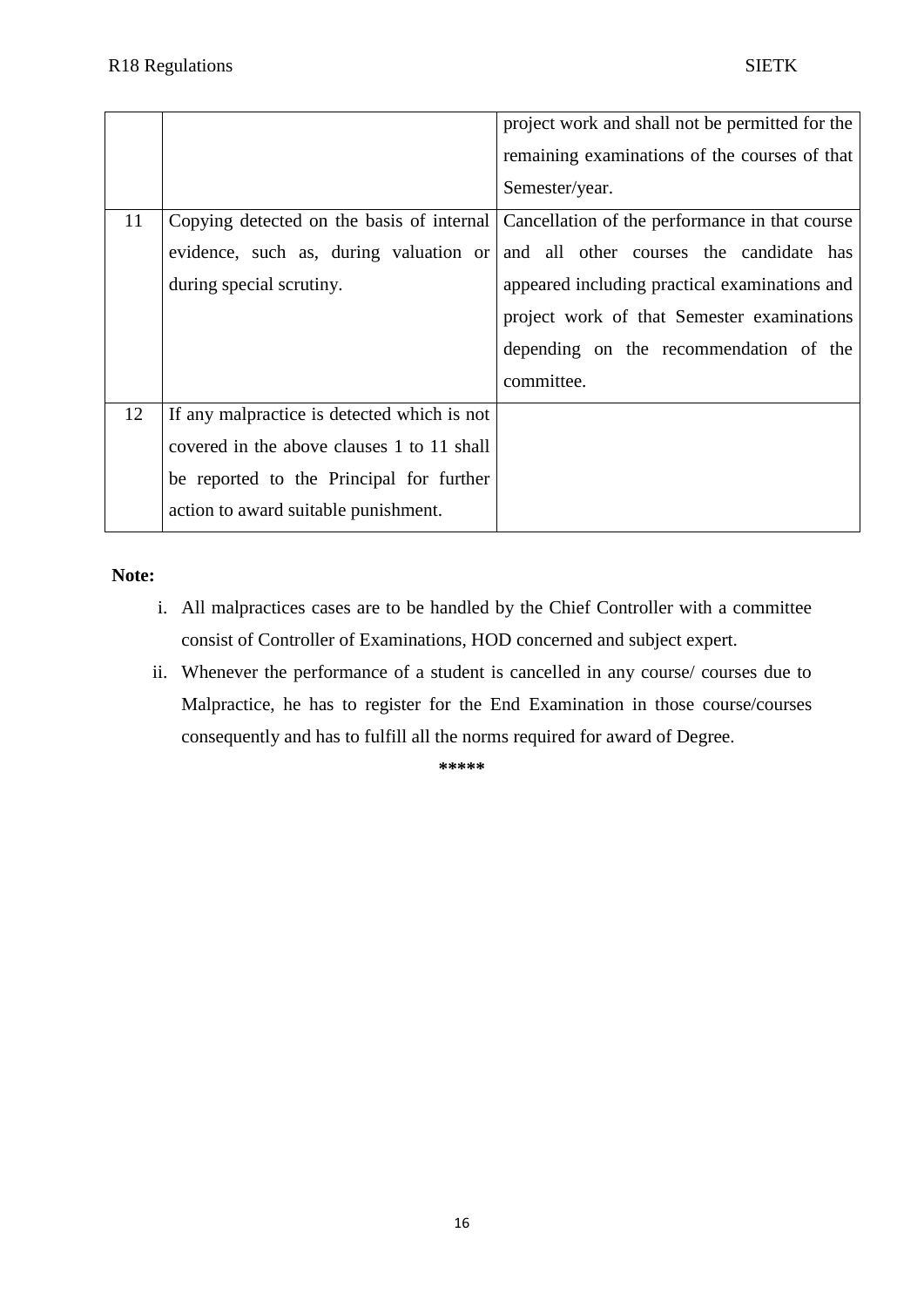| | | |
|---|---|---|
| | | project work and shall not be permitted for the remaining examinations of the courses of that Semester/year. |
| 11 | Copying detected on the basis of internal evidence, such as, during valuation or during special scrutiny. | Cancellation of the performance in that course and all other courses the candidate has appeared including practical examinations and project work of that Semester examinations depending on the recommendation of the committee. |
| 12 | If any malpractice is detected which is not covered in the above clauses 1 to 11 shall be reported to the Principal for further action to award suitable punishment. | |

**Note:**

i. All malpractices cases are to be handled by the Chief Controller with a committee consist of Controller of Examinations, HOD concerned and subject expert.

ii. Whenever the performance of a student is cancelled in any course/ courses due to Malpractice, he has to register for the End Examination in those course/courses consequently and has to fulfill all the norms required for award of Degree.

*****